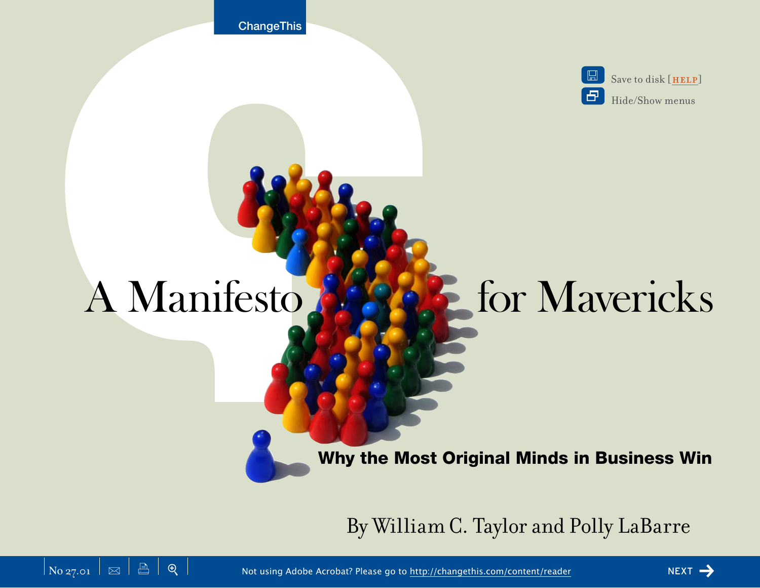ChangeThis

# A Manifesto for Mavericks

## Why the Most Original Minds in Business Win

By William C. Taylor and Polly LaBarre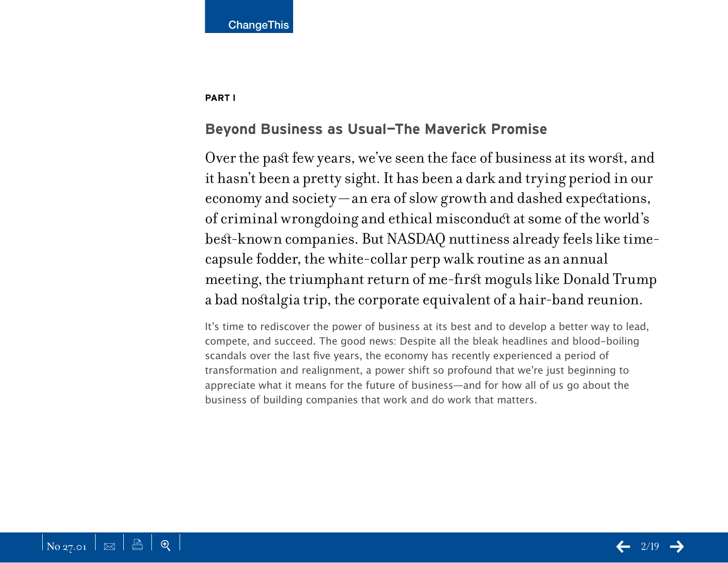**PART I**

## Beyond Business as Usual—The Maverick Promise

Over the past few years, we've seen the face of business at its worst, and it hasn't been a pretty sight. It has been a dark and trying period in our economy and society—an era of slow growth and dashed expectations, of criminal wrongdoing and ethical misconduct at some of the world's best-known companies. But NASDAQ nuttiness already feels like time-capsule fodder, the white-collar perp walk routine as an annual meeting, the triumphant return of me-first moguls like Donald Trump a bad nostalgia trip, the corporate equivalent of a hair-band reunion.

It's time to rediscover the power of business at its best and to develop a better way to lead, compete, and succeed. The good news: Despite all the bleak headlines and blood-boiling scandals over the last five years, the economy has recently experienced a period of transformation and realignment, a power shift so profound that we're just beginning to appreciate what it means for the future of business—and for how all of us go about the business of building companies that work and do work that matters.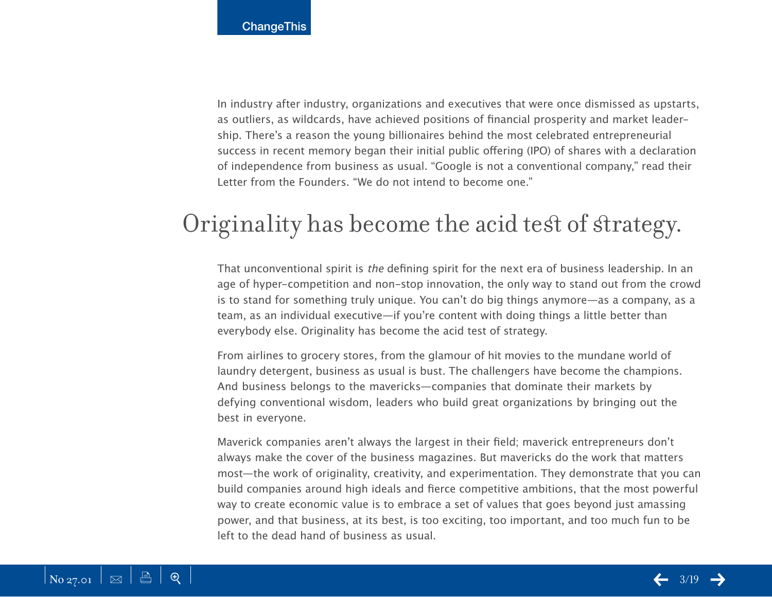In industry after industry, organizations and executives that were once dismissed as upstarts, as outliers, as wildcards, have achieved positions of financial prosperity and market leadership. There's a reason the young billionaires behind the most celebrated entrepreneurial success in recent memory began their initial public offering (IPO) of shares with a declaration of independence from business as usual. "Google is not a conventional company," read their Letter from the Founders. "We do not intend to become one."

## Originality has become the acid test of strategy.

That unconventional spirit is *the* defining spirit for the next era of business leadership. In an age of hyper-competition and non-stop innovation, the only way to stand out from the crowd is to stand for something truly unique. You can't do big things anymore—as a company, as a team, as an individual executive—if you're content with doing things a little better than everybody else. Originality has become the acid test of strategy.

From airlines to grocery stores, from the glamour of hit movies to the mundane world of laundry detergent, business as usual is bust. The challengers have become the champions. And business belongs to the mavericks—companies that dominate their markets by defying conventional wisdom, leaders who build great organizations by bringing out the best in everyone.

Maverick companies aren't always the largest in their field; maverick entrepreneurs don't always make the cover of the business magazines. But mavericks do the work that matters most—the work of originality, creativity, and experimentation. They demonstrate that you can build companies around high ideals and fierce competitive ambitions, that the most powerful way to create economic value is to embrace a set of values that goes beyond just amassing power, and that business, at its best, is too exciting, too important, and too much fun to be left to the dead hand of business as usual.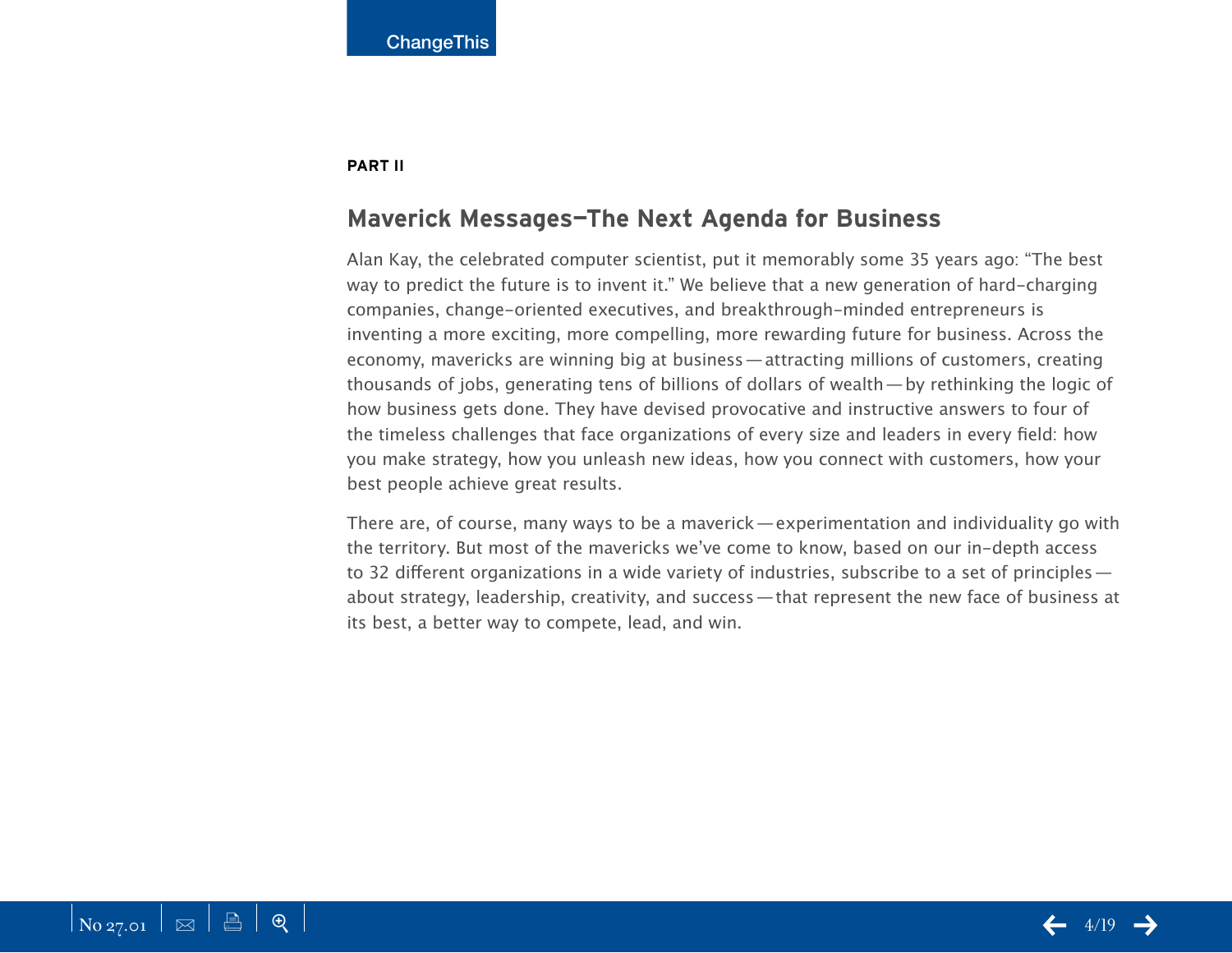**PART II**

## Maverick Messages—The Next Agenda for Business

Alan Kay, the celebrated computer scientist, put it memorably some 35 years ago: "The best way to predict the future is to invent it." We believe that a new generation of hard-charging companies, change-oriented executives, and breakthrough-minded entrepreneurs is inventing a more exciting, more compelling, more rewarding future for business. Across the economy, mavericks are winning big at business—attracting millions of customers, creating thousands of jobs, generating tens of billions of dollars of wealth—by rethinking the logic of how business gets done. They have devised provocative and instructive answers to four of the timeless challenges that face organizations of every size and leaders in every field: how you make strategy, how you unleash new ideas, how you connect with customers, how your best people achieve great results.

There are, of course, many ways to be a maverick—experimentation and individuality go with the territory. But most of the mavericks we've come to know, based on our in-depth access to 32 different organizations in a wide variety of industries, subscribe to a set of principles—about strategy, leadership, creativity, and success—that represent the new face of business at its best, a better way to compete, lead, and win.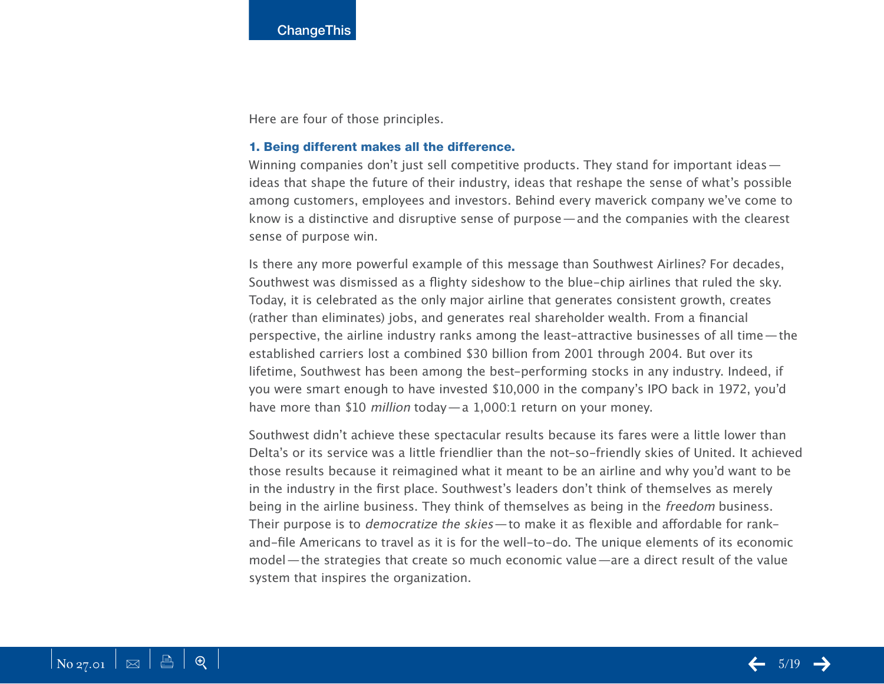Here are four of those principles.

### 1. Being different makes all the difference.

Winning companies don't just sell competitive products. They stand for important ideas—ideas that shape the future of their industry, ideas that reshape the sense of what's possible among customers, employees and investors. Behind every maverick company we've come to know is a distinctive and disruptive sense of purpose—and the companies with the clearest sense of purpose win.

Is there any more powerful example of this message than Southwest Airlines? For decades, Southwest was dismissed as a flighty sideshow to the blue-chip airlines that ruled the sky. Today, it is celebrated as the only major airline that generates consistent growth, creates (rather than eliminates) jobs, and generates real shareholder wealth. From a financial perspective, the airline industry ranks among the least-attractive businesses of all time—the established carriers lost a combined $30 billion from 2001 through 2004. But over its lifetime, Southwest has been among the best-performing stocks in any industry. Indeed, if you were smart enough to have invested $10,000 in the company's IPO back in 1972, you'd have more than $10 *million* today—a 1,000:1 return on your money.

Southwest didn't achieve these spectacular results because its fares were a little lower than Delta's or its service was a little friendlier than the not-so-friendly skies of United. It achieved those results because it reimagined what it meant to be an airline and why you'd want to be in the industry in the first place. Southwest's leaders don't think of themselves as merely being in the airline business. They think of themselves as being in the *freedom* business. Their purpose is to *democratize the skies*—to make it as flexible and affordable for rank-and-file Americans to travel as it is for the well-to-do. The unique elements of its economic model—the strategies that create so much economic value—are a direct result of the value system that inspires the organization.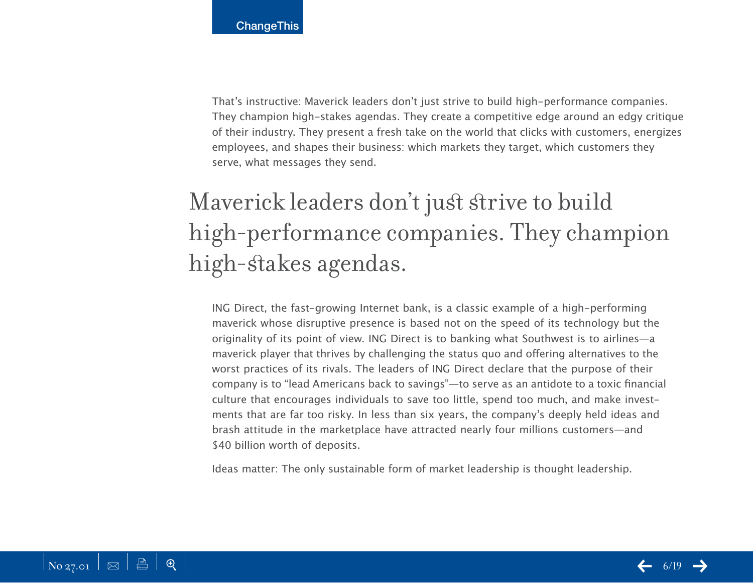That's instructive: Maverick leaders don't just strive to build high-performance companies. They champion high-stakes agendas. They create a competitive edge around an edgy critique of their industry. They present a fresh take on the world that clicks with customers, energizes employees, and shapes their business: which markets they target, which customers they serve, what messages they send.

## Maverick leaders don't just strive to build high-performance companies. They champion high-stakes agendas.

ING Direct, the fast-growing Internet bank, is a classic example of a high-performing maverick whose disruptive presence is based not on the speed of its technology but the originality of its point of view. ING Direct is to banking what Southwest is to airlines—a maverick player that thrives by challenging the status quo and offering alternatives to the worst practices of its rivals. The leaders of ING Direct declare that the purpose of their company is to "lead Americans back to savings"—to serve as an antidote to a toxic financial culture that encourages individuals to save too little, spend too much, and make investments that are far too risky. In less than six years, the company's deeply held ideas and brash attitude in the marketplace have attracted nearly four millions customers—and $40 billion worth of deposits.

Ideas matter: The only sustainable form of market leadership is thought leadership.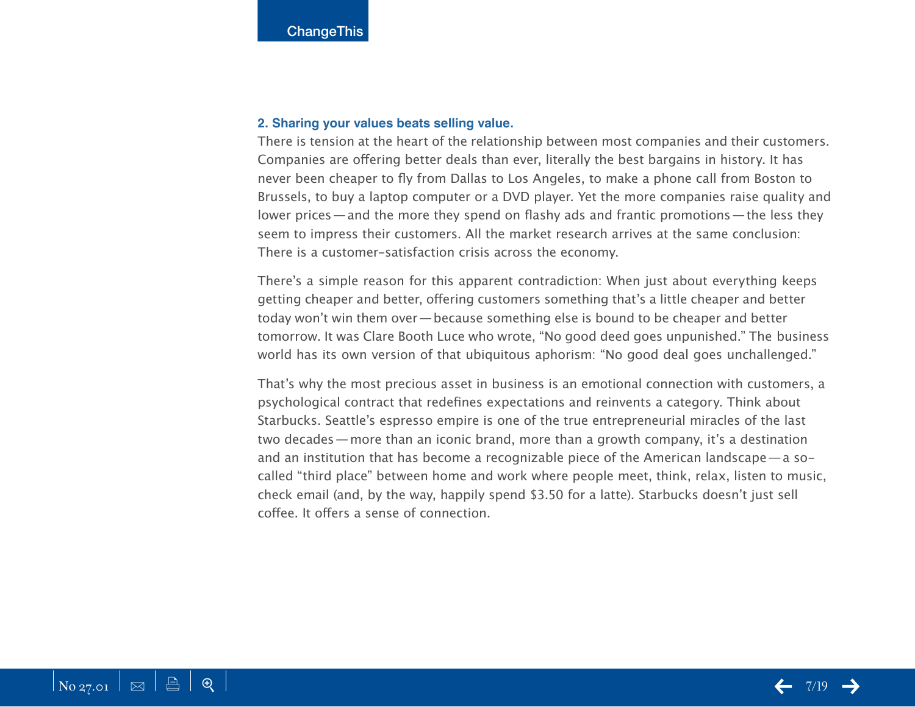### 2. Sharing your values beats selling value.

There is tension at the heart of the relationship between most companies and their customers. Companies are offering better deals than ever, literally the best bargains in history. It has never been cheaper to fly from Dallas to Los Angeles, to make a phone call from Boston to Brussels, to buy a laptop computer or a DVD player. Yet the more companies raise quality and lower prices — and the more they spend on flashy ads and frantic promotions — the less they seem to impress their customers. All the market research arrives at the same conclusion: There is a customer-satisfaction crisis across the economy.

There's a simple reason for this apparent contradiction: When just about everything keeps getting cheaper and better, offering customers something that's a little cheaper and better today won't win them over — because something else is bound to be cheaper and better tomorrow. It was Clare Booth Luce who wrote, "No good deed goes unpunished." The business world has its own version of that ubiquitous aphorism: "No good deal goes unchallenged."

That's why the most precious asset in business is an emotional connection with customers, a psychological contract that redefines expectations and reinvents a category. Think about Starbucks. Seattle's espresso empire is one of the true entrepreneurial miracles of the last two decades — more than an iconic brand, more than a growth company, it's a destination and an institution that has become a recognizable piece of the American landscape — a so-called "third place" between home and work where people meet, think, relax, listen to music, check email (and, by the way, happily spend $3.50 for a latte). Starbucks doesn't just sell coffee. It offers a sense of connection.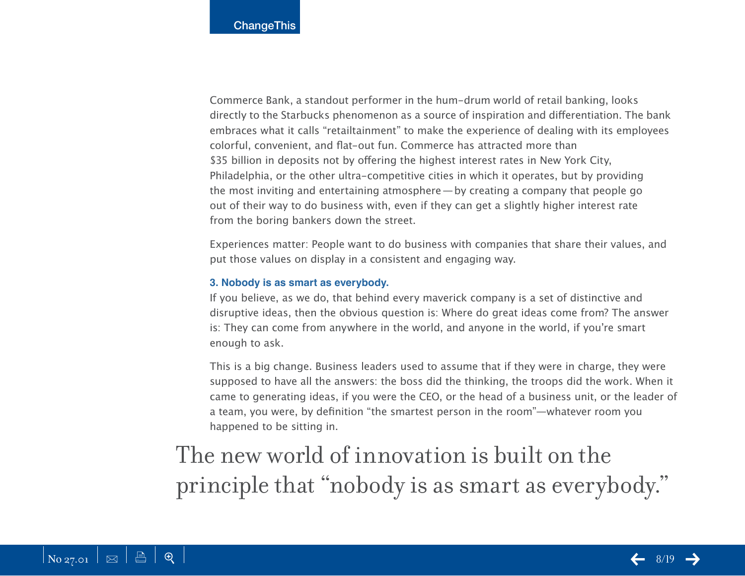Commerce Bank, a standout performer in the hum-drum world of retail banking, looks directly to the Starbucks phenomenon as a source of inspiration and differentiation. The bank embraces what it calls "retailtainment" to make the experience of dealing with its employees colorful, convenient, and flat-out fun. Commerce has attracted more than $35 billion in deposits not by offering the highest interest rates in New York City, Philadelphia, or the other ultra-competitive cities in which it operates, but by providing the most inviting and entertaining atmosphere — by creating a company that people go out of their way to do business with, even if they can get a slightly higher interest rate from the boring bankers down the street.

Experiences matter: People want to do business with companies that share their values, and put those values on display in a consistent and engaging way.

### 3. Nobody is as smart as everybody.

If you believe, as we do, that behind every maverick company is a set of distinctive and disruptive ideas, then the obvious question is: Where do great ideas come from? The answer is: They can come from anywhere in the world, and anyone in the world, if you're smart enough to ask.

This is a big change. Business leaders used to assume that if they were in charge, they were supposed to have all the answers: the boss did the thinking, the troops did the work. When it came to generating ideas, if you were the CEO, or the head of a business unit, or the leader of a team, you were, by definition "the smartest person in the room"—whatever room you happened to be sitting in.

> The new world of innovation is built on the principle that "nobody is as smart as everybody."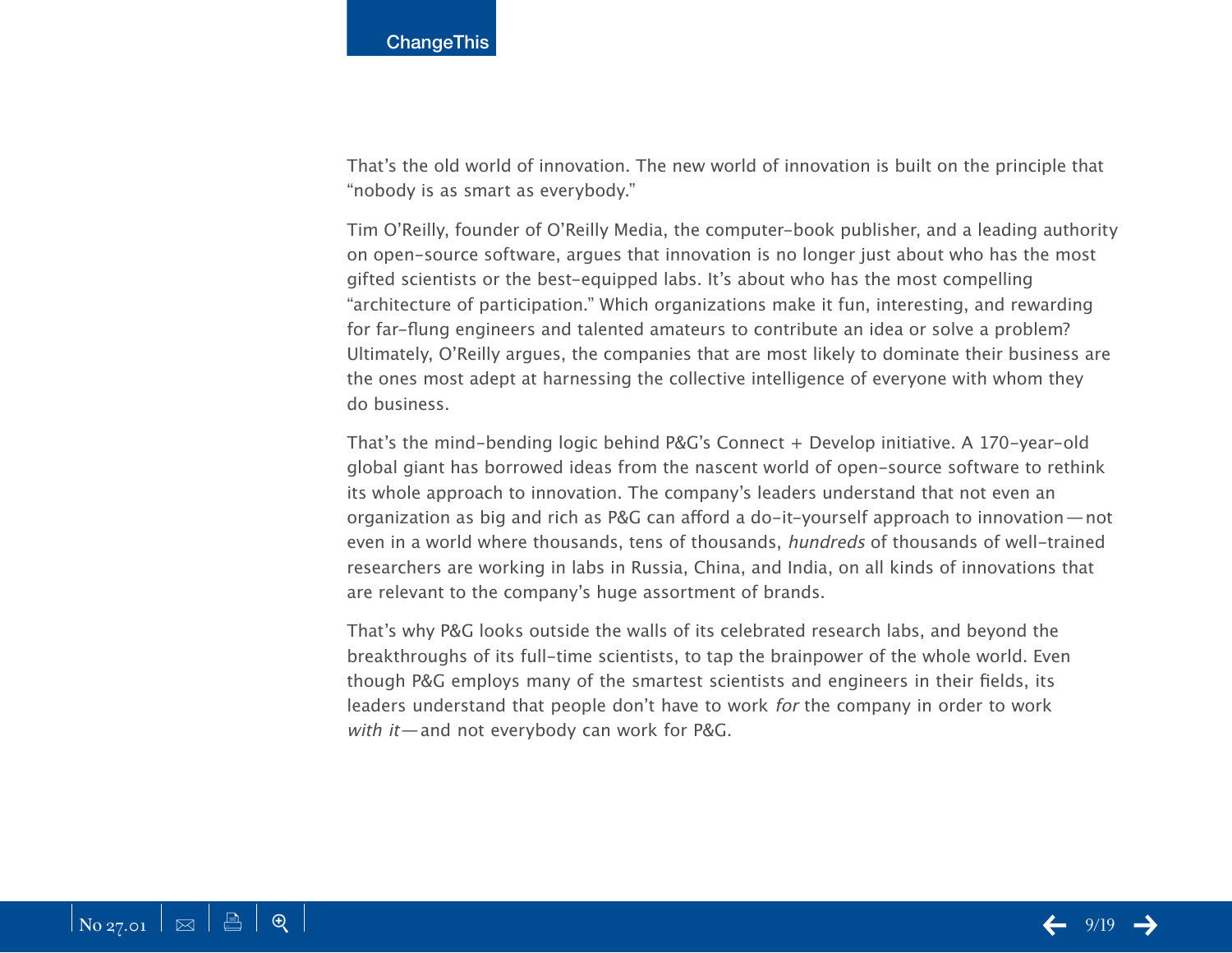That's the old world of innovation. The new world of innovation is built on the principle that "nobody is as smart as everybody."

Tim O'Reilly, founder of O'Reilly Media, the computer-book publisher, and a leading authority on open-source software, argues that innovation is no longer just about who has the most gifted scientists or the best-equipped labs. It's about who has the most compelling "architecture of participation." Which organizations make it fun, interesting, and rewarding for far-flung engineers and talented amateurs to contribute an idea or solve a problem? Ultimately, O'Reilly argues, the companies that are most likely to dominate their business are the ones most adept at harnessing the collective intelligence of everyone with whom they do business.

That's the mind-bending logic behind P&G's Connect + Develop initiative. A 170-year-old global giant has borrowed ideas from the nascent world of open-source software to rethink its whole approach to innovation. The company's leaders understand that not even an organization as big and rich as P&G can afford a do-it-yourself approach to innovation — not even in a world where thousands, tens of thousands, *hundreds* of thousands of well-trained researchers are working in labs in Russia, China, and India, on all kinds of innovations that are relevant to the company's huge assortment of brands.

That's why P&G looks outside the walls of its celebrated research labs, and beyond the breakthroughs of its full-time scientists, to tap the brainpower of the whole world. Even though P&G employs many of the smartest scientists and engineers in their fields, its leaders understand that people don't have to work *for* the company in order to work *with it* — and not everybody can work for P&G.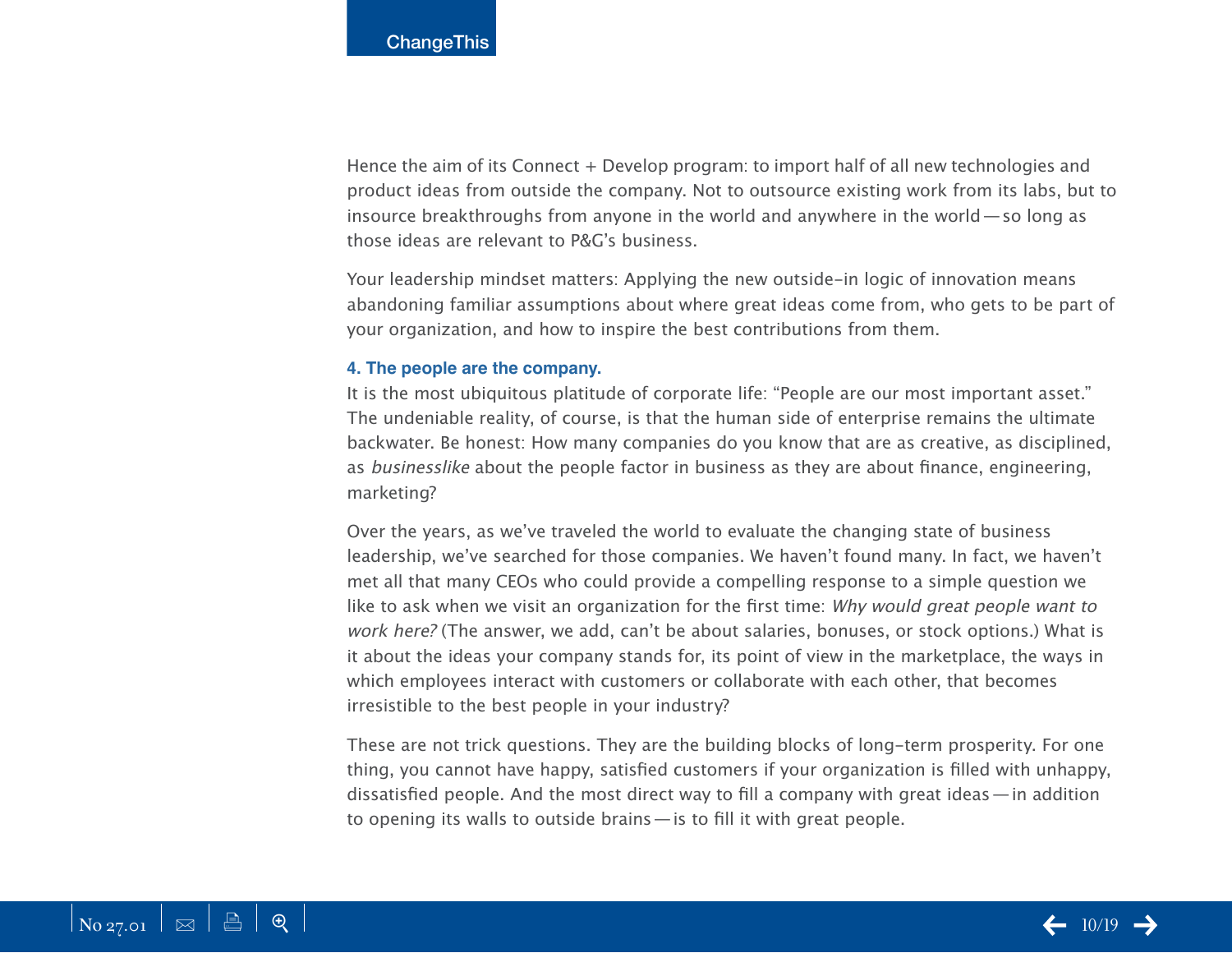Hence the aim of its Connect + Develop program: to import half of all new technologies and product ideas from outside the company. Not to outsource existing work from its labs, but to insource breakthroughs from anyone in the world and anywhere in the world — so long as those ideas are relevant to P&G's business.

Your leadership mindset matters: Applying the new outside-in logic of innovation means abandoning familiar assumptions about where great ideas come from, who gets to be part of your organization, and how to inspire the best contributions from them.

### 4. The people are the company.

It is the most ubiquitous platitude of corporate life: "People are our most important asset." The undeniable reality, of course, is that the human side of enterprise remains the ultimate backwater. Be honest: How many companies do you know that are as creative, as disciplined, as *businesslike* about the people factor in business as they are about finance, engineering, marketing?

Over the years, as we've traveled the world to evaluate the changing state of business leadership, we've searched for those companies. We haven't found many. In fact, we haven't met all that many CEOs who could provide a compelling response to a simple question we like to ask when we visit an organization for the first time: *Why would great people want to work here?* (The answer, we add, can't be about salaries, bonuses, or stock options.) What is it about the ideas your company stands for, its point of view in the marketplace, the ways in which employees interact with customers or collaborate with each other, that becomes irresistible to the best people in your industry?

These are not trick questions. They are the building blocks of long-term prosperity. For one thing, you cannot have happy, satisfied customers if your organization is filled with unhappy, dissatisfied people. And the most direct way to fill a company with great ideas — in addition to opening its walls to outside brains — is to fill it with great people.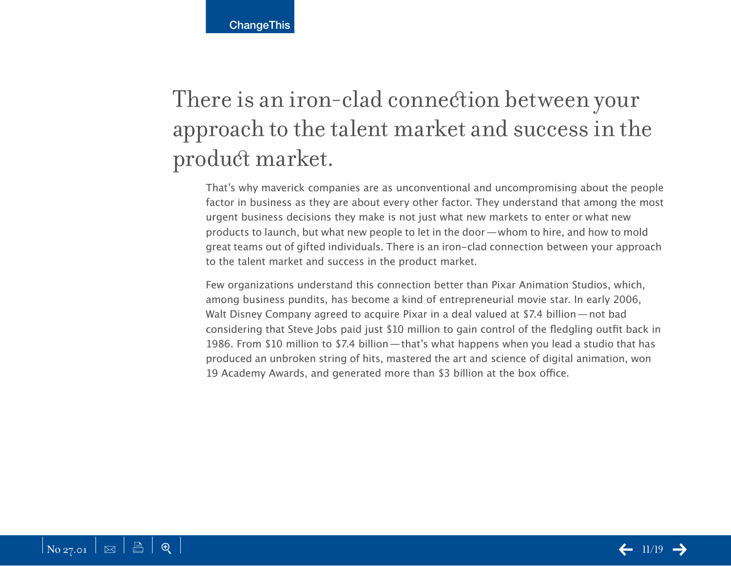## There is an iron-clad connection between your approach to the talent market and success in the product market.

That's why maverick companies are as unconventional and uncompromising about the people factor in business as they are about every other factor. They understand that among the most urgent business decisions they make is not just what new markets to enter or what new products to launch, but what new people to let in the door—whom to hire, and how to mold great teams out of gifted individuals. There is an iron-clad connection between your approach to the talent market and success in the product market.

Few organizations understand this connection better than Pixar Animation Studios, which, among business pundits, has become a kind of entrepreneurial movie star. In early 2006, Walt Disney Company agreed to acquire Pixar in a deal valued at $7.4 billion—not bad considering that Steve Jobs paid just $10 million to gain control of the fledgling outfit back in 1986. From $10 million to $7.4 billion—that's what happens when you lead a studio that has produced an unbroken string of hits, mastered the art and science of digital animation, won 19 Academy Awards, and generated more than $3 billion at the box office.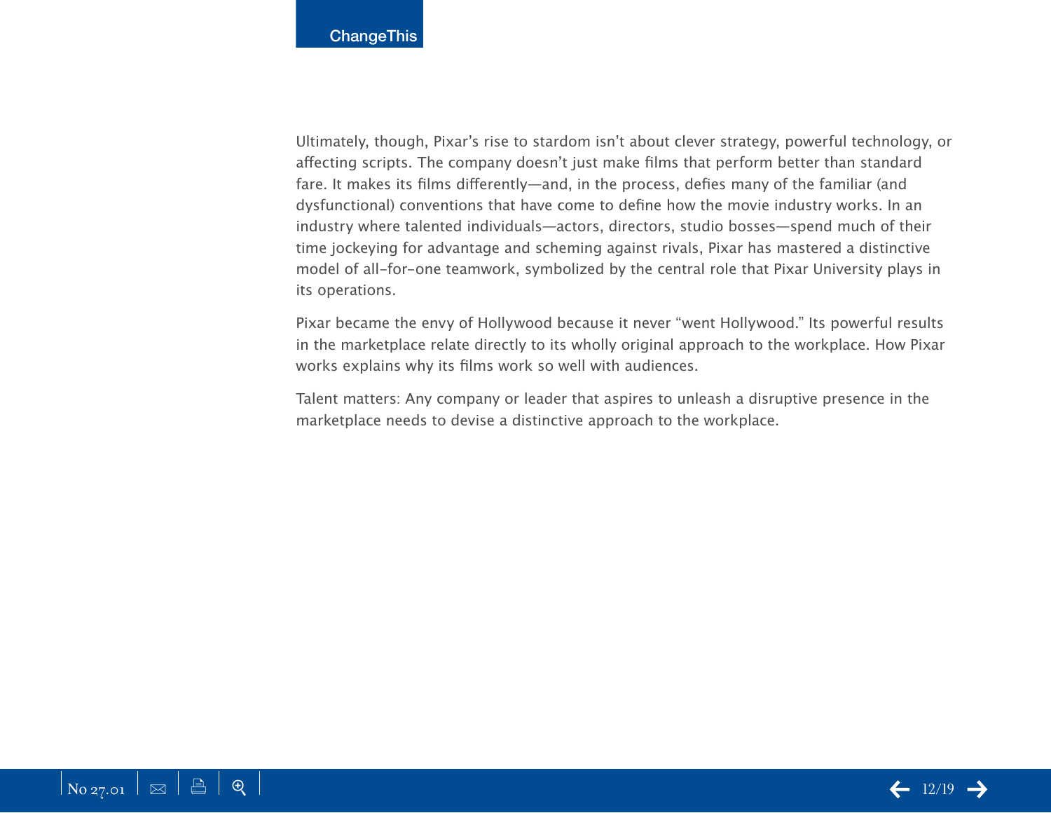Ultimately, though, Pixar's rise to stardom isn't about clever strategy, powerful technology, or affecting scripts. The company doesn't just make films that perform better than standard fare. It makes its films differently—and, in the process, defies many of the familiar (and dysfunctional) conventions that have come to define how the movie industry works. In an industry where talented individuals—actors, directors, studio bosses—spend much of their time jockeying for advantage and scheming against rivals, Pixar has mastered a distinctive model of all-for-one teamwork, symbolized by the central role that Pixar University plays in its operations.

Pixar became the envy of Hollywood because it never "went Hollywood." Its powerful results in the marketplace relate directly to its wholly original approach to the workplace. How Pixar works explains why its films work so well with audiences.

Talent matters: Any company or leader that aspires to unleash a disruptive presence in the marketplace needs to devise a distinctive approach to the workplace.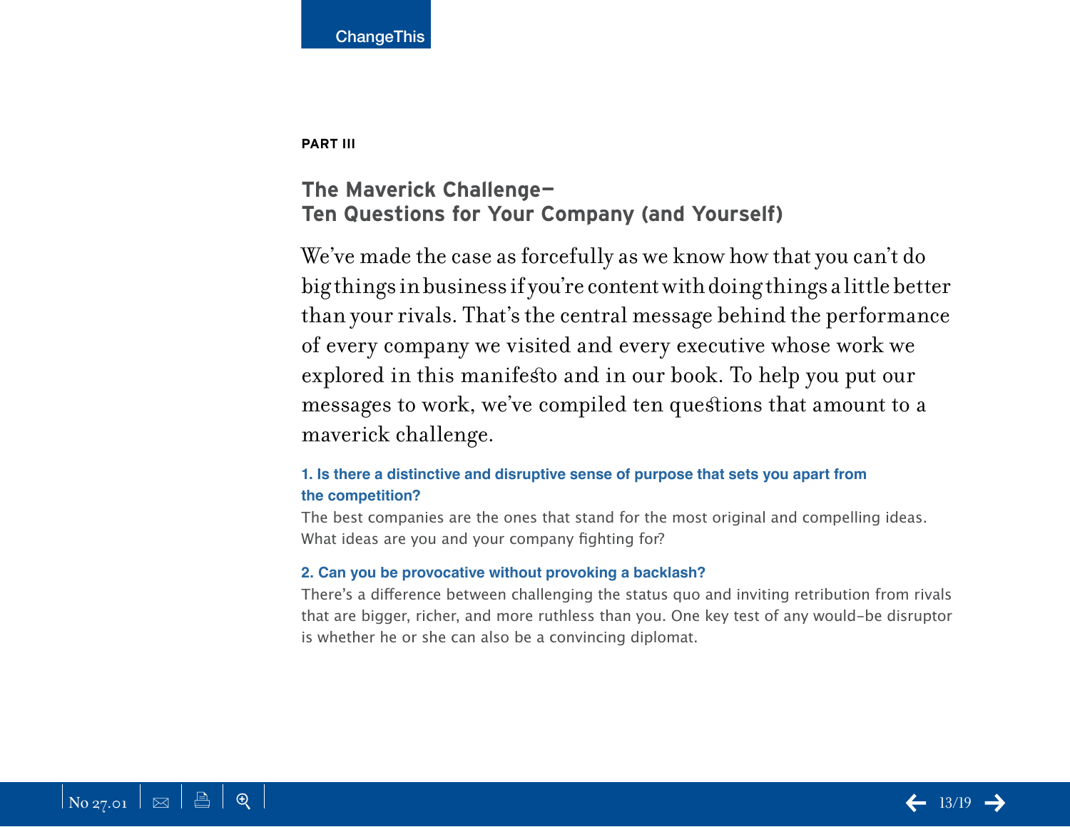PART III

## The Maverick Challenge—
## Ten Questions for Your Company (and Yourself)

We've made the case as forcefully as we know how that you can't do big things in business if you're content with doing things a little better than your rivals. That's the central message behind the performance of every company we visited and every executive whose work we explored in this manifesto and in our book. To help you put our messages to work, we've compiled ten questions that amount to a maverick challenge.

**1. Is there a distinctive and disruptive sense of purpose that sets you apart from the competition?**

The best companies are the ones that stand for the most original and compelling ideas. What ideas are you and your company fighting for?

**2. Can you be provocative without provoking a backlash?**

There's a difference between challenging the status quo and inviting retribution from rivals that are bigger, richer, and more ruthless than you. One key test of any would-be disruptor is whether he or she can also be a convincing diplomat.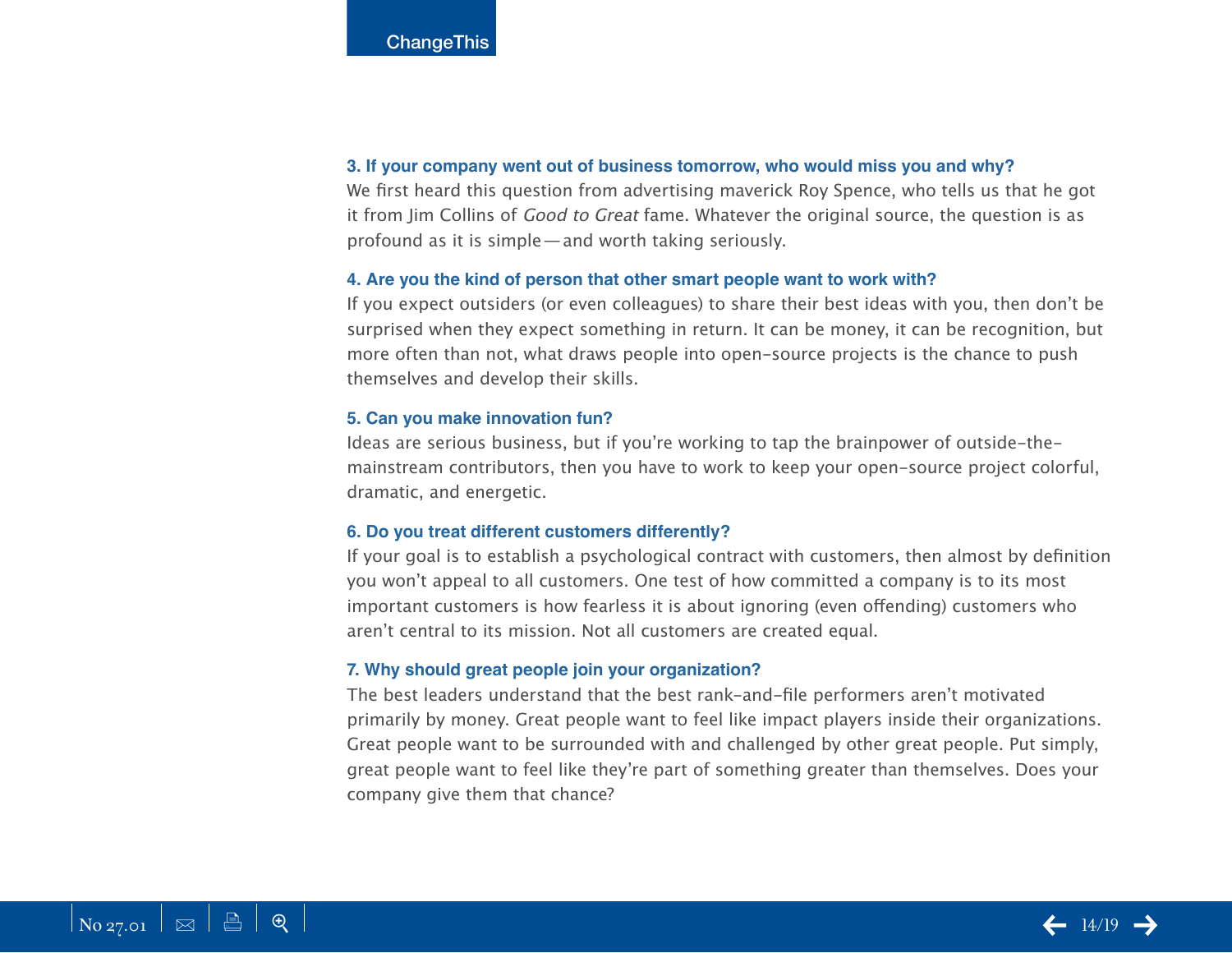### 3. If your company went out of business tomorrow, who would miss you and why?

We first heard this question from advertising maverick Roy Spence, who tells us that he got it from Jim Collins of *Good to Great* fame. Whatever the original source, the question is as profound as it is simple—and worth taking seriously.

### 4. Are you the kind of person that other smart people want to work with?

If you expect outsiders (or even colleagues) to share their best ideas with you, then don't be surprised when they expect something in return. It can be money, it can be recognition, but more often than not, what draws people into open-source projects is the chance to push themselves and develop their skills.

### 5. Can you make innovation fun?

Ideas are serious business, but if you're working to tap the brainpower of outside-the-mainstream contributors, then you have to work to keep your open-source project colorful, dramatic, and energetic.

### 6. Do you treat different customers differently?

If your goal is to establish a psychological contract with customers, then almost by definition you won't appeal to all customers. One test of how committed a company is to its most important customers is how fearless it is about ignoring (even offending) customers who aren't central to its mission. Not all customers are created equal.

### 7. Why should great people join your organization?

The best leaders understand that the best rank-and-file performers aren't motivated primarily by money. Great people want to feel like impact players inside their organizations. Great people want to be surrounded with and challenged by other great people. Put simply, great people want to feel like they're part of something greater than themselves. Does your company give them that chance?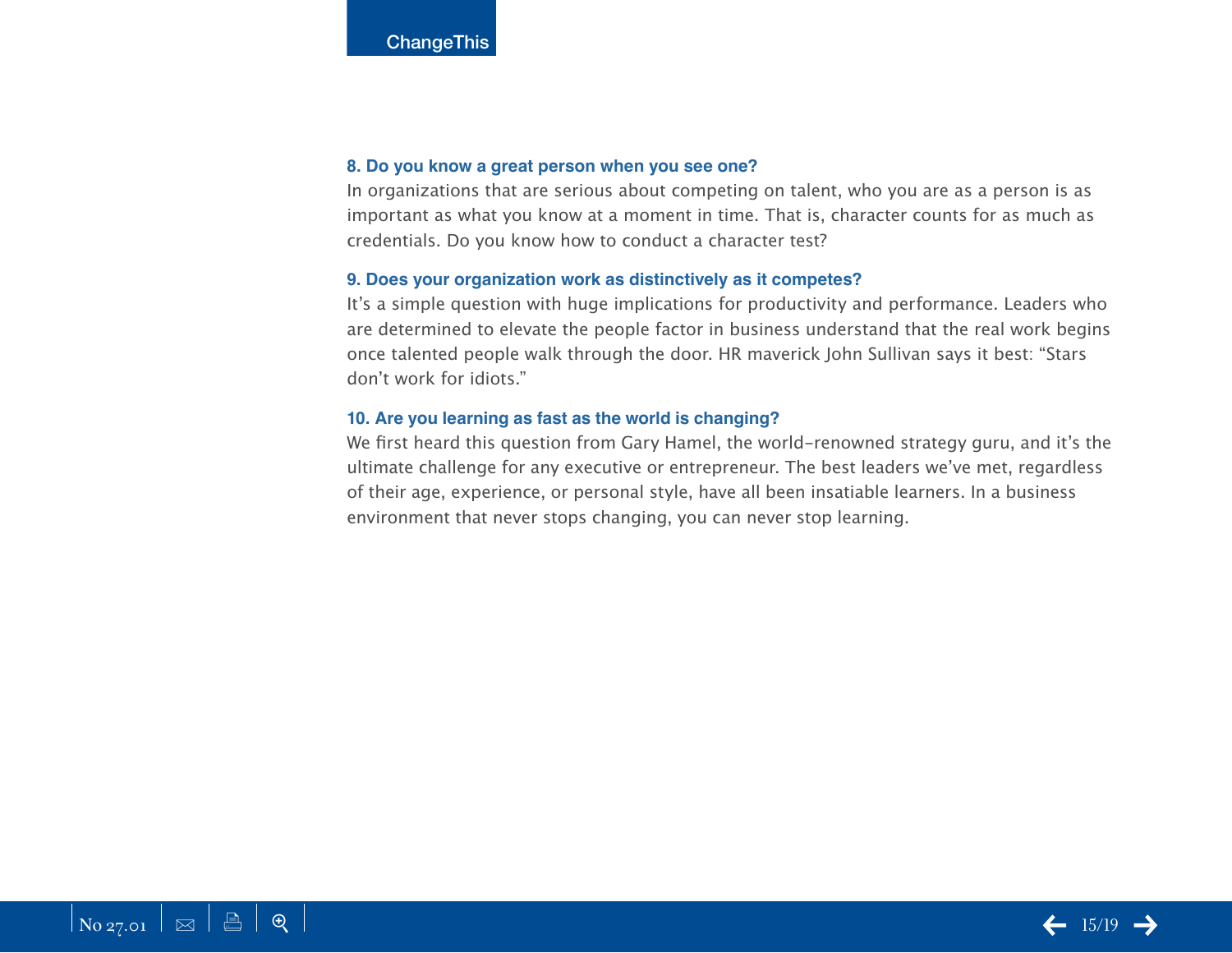### 8. Do you know a great person when you see one?

In organizations that are serious about competing on talent, who you are as a person is as important as what you know at a moment in time. That is, character counts for as much as credentials. Do you know how to conduct a character test?

### 9. Does your organization work as distinctively as it competes?

It's a simple question with huge implications for productivity and performance. Leaders who are determined to elevate the people factor in business understand that the real work begins once talented people walk through the door. HR maverick John Sullivan says it best: "Stars don't work for idiots."

### 10. Are you learning as fast as the world is changing?

We first heard this question from Gary Hamel, the world-renowned strategy guru, and it's the ultimate challenge for any executive or entrepreneur. The best leaders we've met, regardless of their age, experience, or personal style, have all been insatiable learners. In a business environment that never stops changing, you can never stop learning.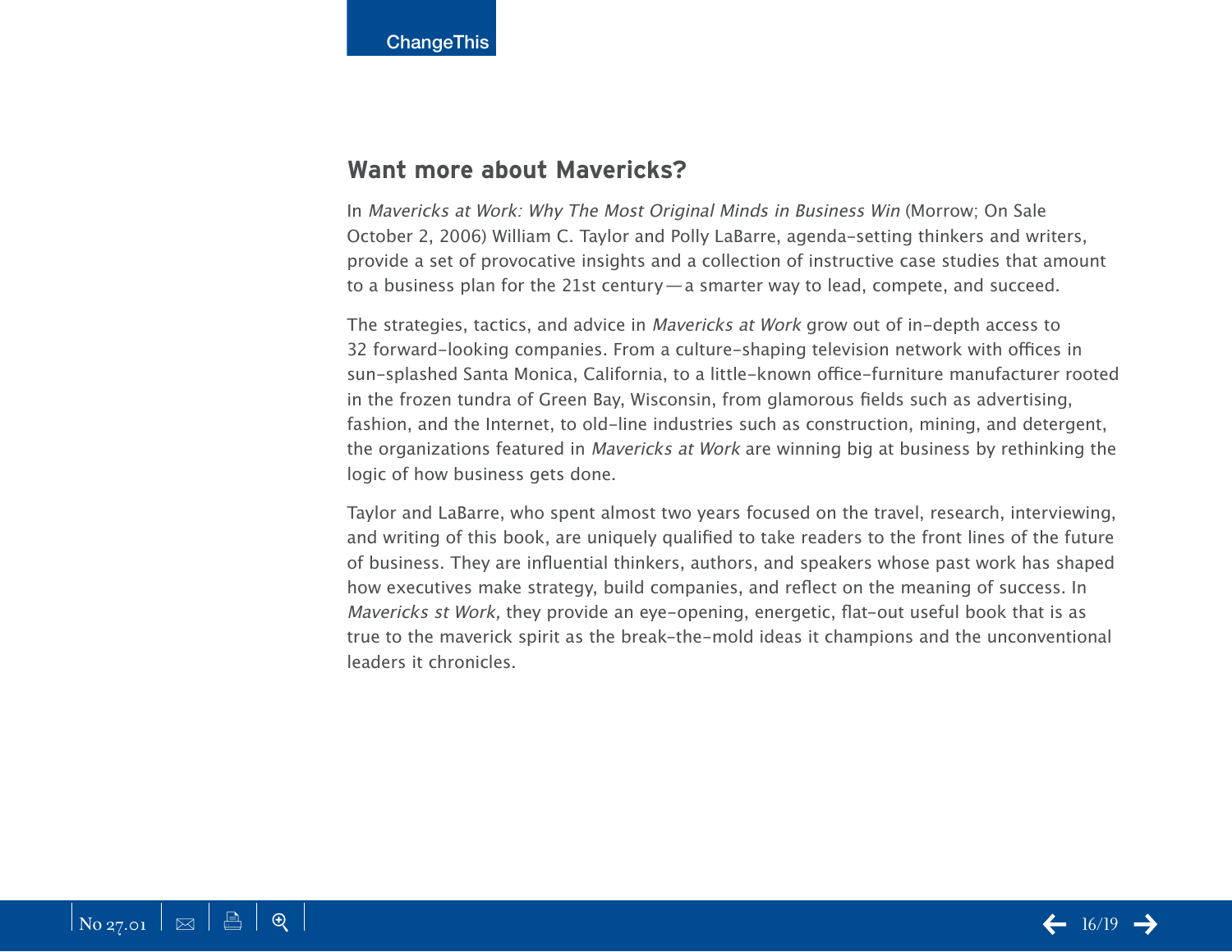## Want more about Mavericks?

In *Mavericks at Work: Why The Most Original Minds in Business Win* (Morrow; On Sale October 2, 2006) William C. Taylor and Polly LaBarre, agenda-setting thinkers and writers, provide a set of provocative insights and a collection of instructive case studies that amount to a business plan for the 21st century—a smarter way to lead, compete, and succeed.

The strategies, tactics, and advice in *Mavericks at Work* grow out of in-depth access to 32 forward-looking companies. From a culture-shaping television network with offices in sun-splashed Santa Monica, California, to a little-known office-furniture manufacturer rooted in the frozen tundra of Green Bay, Wisconsin, from glamorous fields such as advertising, fashion, and the Internet, to old-line industries such as construction, mining, and detergent, the organizations featured in *Mavericks at Work* are winning big at business by rethinking the logic of how business gets done.

Taylor and LaBarre, who spent almost two years focused on the travel, research, interviewing, and writing of this book, are uniquely qualified to take readers to the front lines of the future of business. They are influential thinkers, authors, and speakers whose past work has shaped how executives make strategy, build companies, and reflect on the meaning of success. In *Mavericks st Work,* they provide an eye-opening, energetic, flat-out useful book that is as true to the maverick spirit as the break-the-mold ideas it champions and the unconventional leaders it chronicles.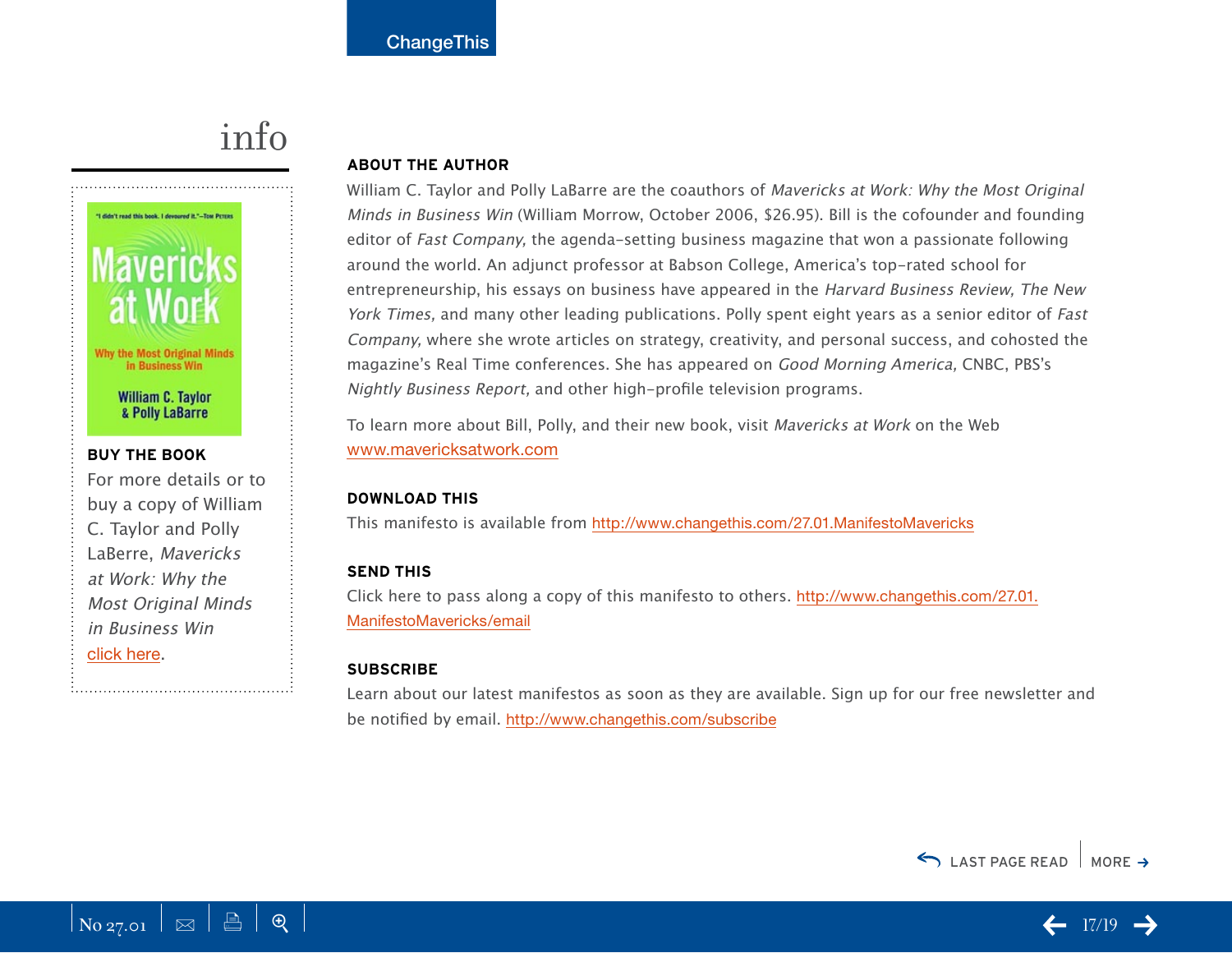# info

## BUY THE BOOK

For more details or to buy a copy of William C. Taylor and Polly LaBerre, *Mavericks at Work: Why the Most Original Minds in Business Win* click here.

## ABOUT THE AUTHOR

William C. Taylor and Polly LaBarre are the coauthors of *Mavericks at Work: Why the Most Original Minds in Business Win* (William Morrow, October 2006, $26.95). Bill is the cofounder and founding editor of *Fast Company,* the agenda-setting business magazine that won a passionate following around the world. An adjunct professor at Babson College, America's top-rated school for entrepreneurship, his essays on business have appeared in the *Harvard Business Review, The New York Times,* and many other leading publications. Polly spent eight years as a senior editor of *Fast Company,* where she wrote articles on strategy, creativity, and personal success, and cohosted the magazine's Real Time conferences. She has appeared on *Good Morning America,* CNBC, PBS's *Nightly Business Report,* and other high-profile television programs.

To learn more about Bill, Polly, and their new book, visit *Mavericks at Work* on the Web www.mavericksatwork.com

## DOWNLOAD THIS

This manifesto is available from http://www.changethis.com/27.01.ManifestoMavericks

## SEND THIS

Click here to pass along a copy of this manifesto to others. http://www.changethis.com/27.01.ManifestoMavericks/email

## SUBSCRIBE

Learn about our latest manifestos as soon as they are available. Sign up for our free newsletter and be notified by email. http://www.changethis.com/subscribe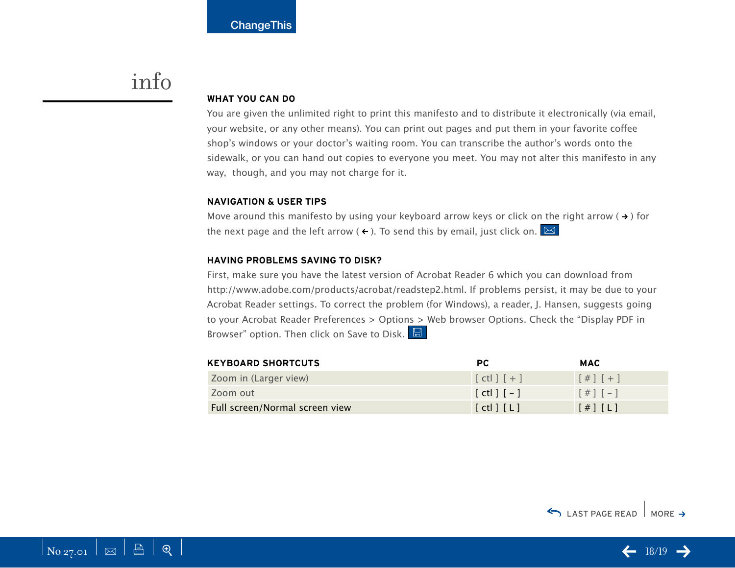# info

## WHAT YOU CAN DO

You are given the unlimited right to print this manifesto and to distribute it electronically (via email, your website, or any other means). You can print out pages and put them in your favorite coffee shop's windows or your doctor's waiting room. You can transcribe the author's words onto the sidewalk, or you can hand out copies to everyone you meet. You may not alter this manifesto in any way, though, and you may not charge for it.

## NAVIGATION & USER TIPS

Move around this manifesto by using your keyboard arrow keys or click on the right arrow ( → ) for the next page and the left arrow ( ← ). To send this by email, just click on.

## HAVING PROBLEMS SAVING TO DISK?

First, make sure you have the latest version of Acrobat Reader 6 which you can download from http://www.adobe.com/products/acrobat/readstep2.html. If problems persist, it may be due to your Acrobat Reader settings. To correct the problem (for Windows), a reader, J. Hansen, suggests going to your Acrobat Reader Preferences > Options > Web browser Options. Check the "Display PDF in Browser" option. Then click on Save to Disk.

| KEYBOARD SHORTCUTS | PC | MAC |
|---|---|---|
| Zoom in (Larger view) | [ ctl ] [ + ] | [ # ] [ + ] |
| Zoom out | [ ctl ] [ – ] | [ # ] [ – ] |
| Full screen/Normal screen view | [ ctl ] [ L ] | [ # ] [ L ] |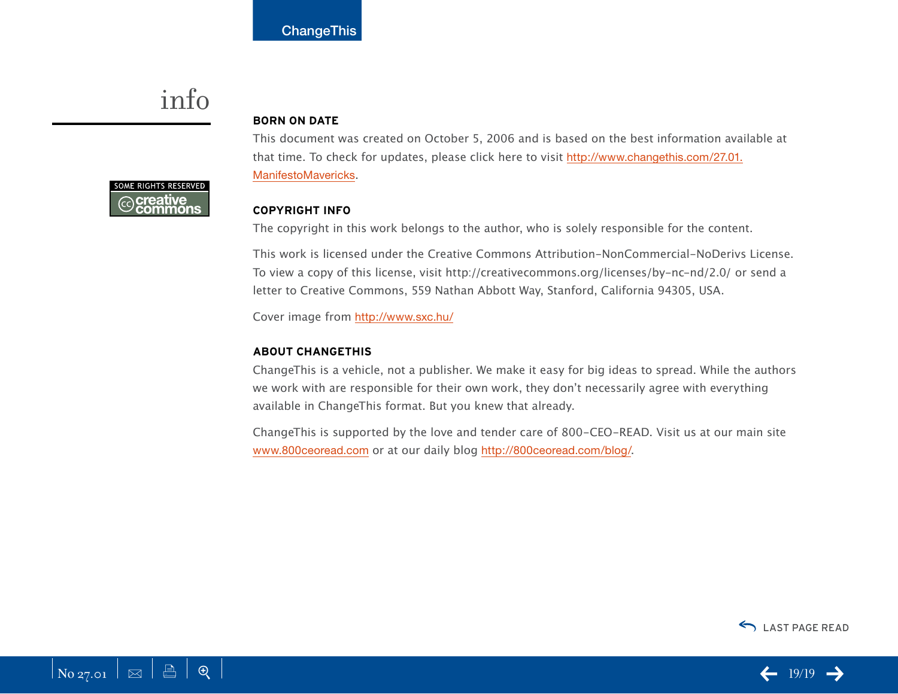# info

**BORN ON DATE**

This document was created on October 5, 2006 and is based on the best information available at that time. To check for updates, please click here to visit http://www.changethis.com/27.01.ManifestoMavericks.

SOME RIGHTS RESERVED creative commons

**COPYRIGHT INFO**

The copyright in this work belongs to the author, who is solely responsible for the content.

This work is licensed under the Creative Commons Attribution-NonCommercial-NoDerivs License. To view a copy of this license, visit http://creativecommons.org/licenses/by-nc-nd/2.0/ or send a letter to Creative Commons, 559 Nathan Abbott Way, Stanford, California 94305, USA.

Cover image from http://www.sxc.hu/

**ABOUT CHANGETHIS**

ChangeThis is a vehicle, not a publisher. We make it easy for big ideas to spread. While the authors we work with are responsible for their own work, they don't necessarily agree with everything available in ChangeThis format. But you knew that already.

ChangeThis is supported by the love and tender care of 800-CEO-READ. Visit us at our main site www.800ceoread.com or at our daily blog http://800ceoread.com/blog/.